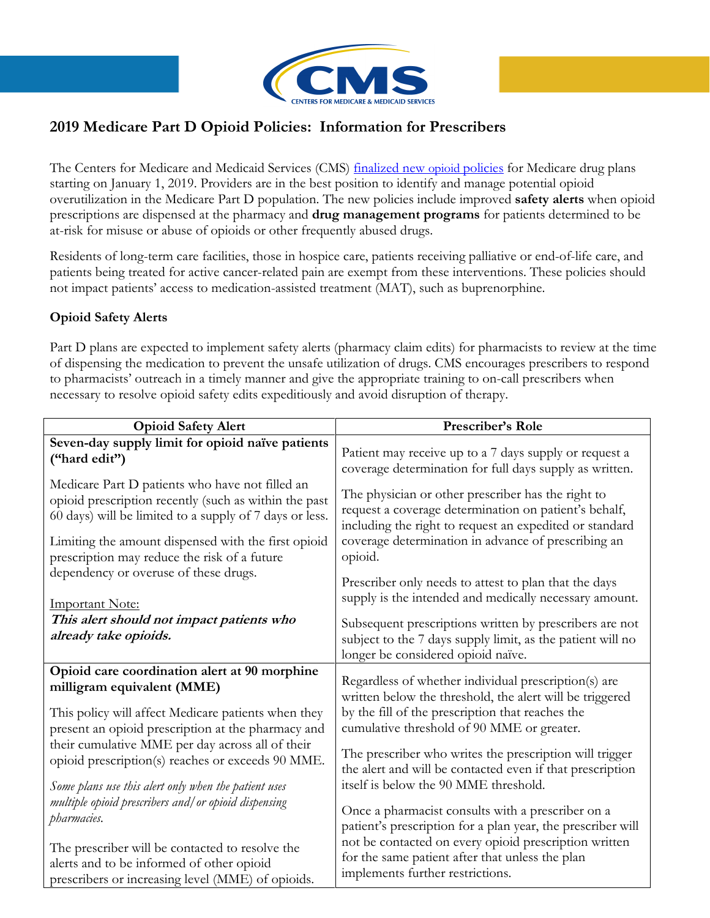# 2019 Medicare Part D Opioid Policies: Information for Prescribers

The Centers for Medicare and Medicaid Services (CMS) finalized new opioid policies for Medicare drug plans starting on January 1, 2019. Providers are in the best position to identify and manage potential opioid overutilization in the Medicare Part D population. The new policies include improved **safety alerts** when opioid prescriptions are dispensed at the pharmacy and **drug management programs** for patients determined to be at-risk for misuse or abuse of opioids or other frequently abused drugs.

Residents of long-term care facilities, those in hospice care, patients receiving palliative or end-of-life care, and patients being treated for active cancer-related pain are exempt from these interventions. These policies should not impact patients' access to medication-assisted treatment (MAT), such as buprenorphine.

### Opioid Safety Alerts

Part D plans are expected to implement safety alerts (pharmacy claim edits) for pharmacists to review at the time of dispensing the medication to prevent the unsafe utilization of drugs. CMS encourages prescribers to respond to pharmacists' outreach in a timely manner and give the appropriate training to on-call prescribers when necessary to resolve opioid safety edits expeditiously and avoid disruption of therapy.

| Opioid Safety Alert | Prescriber's Role |
| --- | --- |
| **Seven-day supply limit for opioid naïve patients ("hard edit")**<br><br>Medicare Part D patients who have not filled an opioid prescription recently (such as within the past 60 days) will be limited to a supply of 7 days or less.<br><br>Limiting the amount dispensed with the first opioid prescription may reduce the risk of a future dependency or overuse of these drugs.<br><br>Important Note:<br>***This alert should not impact patients who already take opioids.*** | Patient may receive up to a 7 days supply or request a coverage determination for full days supply as written.<br><br>The physician or other prescriber has the right to request a coverage determination on patient's behalf, including the right to request an expedited or standard coverage determination in advance of prescribing an opioid.<br><br>Prescriber only needs to attest to plan that the days supply is the intended and medically necessary amount.<br><br>Subsequent prescriptions written by prescribers are not subject to the 7 days supply limit, as the patient will no longer be considered opioid naïve. |
| **Opioid care coordination alert at 90 morphine milligram equivalent (MME)**<br><br>This policy will affect Medicare patients when they present an opioid prescription at the pharmacy and their cumulative MME per day across all of their opioid prescription(s) reaches or exceeds 90 MME.<br><br>*Some plans use this alert only when the patient uses multiple opioid prescribers and/or opioid dispensing pharmacies.*<br><br>The prescriber will be contacted to resolve the alerts and to be informed of other opioid prescribers or increasing level (MME) of opioids. | Regardless of whether individual prescription(s) are written below the threshold, the alert will be triggered by the fill of the prescription that reaches the cumulative threshold of 90 MME or greater.<br><br>The prescriber who writes the prescription will trigger the alert and will be contacted even if that prescription itself is below the 90 MME threshold.<br><br>Once a pharmacist consults with a prescriber on a patient's prescription for a plan year, the prescriber will not be contacted on every opioid prescription written for the same patient after that unless the plan implements further restrictions. |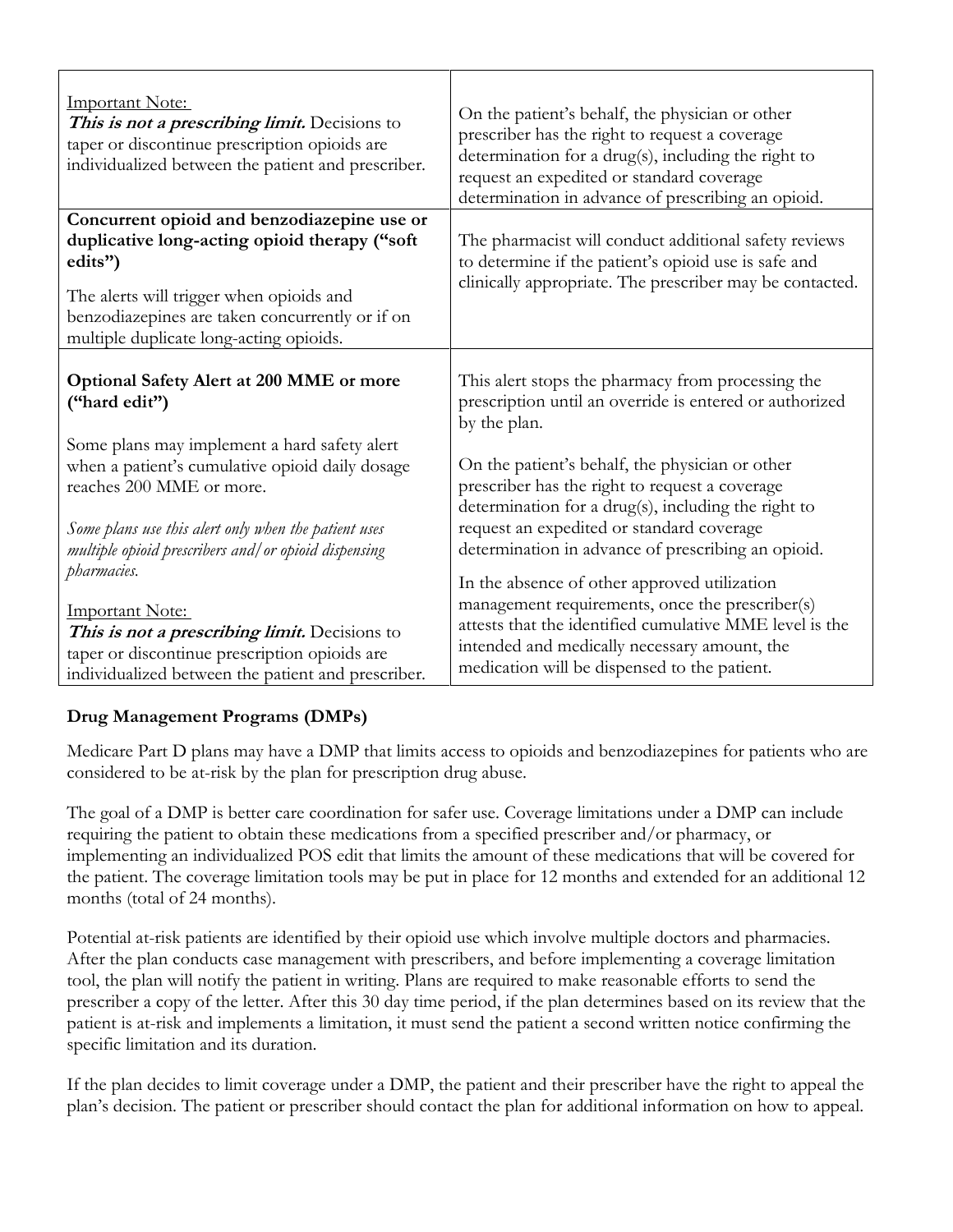| | |
|---|---|
| Important Note:<br>***This is not a prescribing limit.*** Decisions to taper or discontinue prescription opioids are individualized between the patient and prescriber. | On the patient's behalf, the physician or other prescriber has the right to request a coverage determination for a drug(s), including the right to request an expedited or standard coverage determination in advance of prescribing an opioid. |
| **Concurrent opioid and benzodiazepine use or duplicative long-acting opioid therapy ("soft edits")**<br><br>The alerts will trigger when opioids and benzodiazepines are taken concurrently or if on multiple duplicate long-acting opioids. | The pharmacist will conduct additional safety reviews to determine if the patient's opioid use is safe and clinically appropriate. The prescriber may be contacted. |
| **Optional Safety Alert at 200 MME or more ("hard edit")**<br><br>Some plans may implement a hard safety alert when a patient's cumulative opioid daily dosage reaches 200 MME or more.<br><br>*Some plans use this alert only when the patient uses multiple opioid prescribers and/or opioid dispensing pharmacies.*<br><br>Important Note:<br>***This is not a prescribing limit.*** Decisions to taper or discontinue prescription opioids are individualized between the patient and prescriber. | This alert stops the pharmacy from processing the prescription until an override is entered or authorized by the plan.<br><br>On the patient's behalf, the physician or other prescriber has the right to request a coverage determination for a drug(s), including the right to request an expedited or standard coverage determination in advance of prescribing an opioid.<br><br>In the absence of other approved utilization management requirements, once the prescriber(s) attests that the identified cumulative MME level is the intended and medically necessary amount, the medication will be dispensed to the patient. |

**Drug Management Programs (DMPs)**

Medicare Part D plans may have a DMP that limits access to opioids and benzodiazepines for patients who are considered to be at-risk by the plan for prescription drug abuse.

The goal of a DMP is better care coordination for safer use. Coverage limitations under a DMP can include requiring the patient to obtain these medications from a specified prescriber and/or pharmacy, or implementing an individualized POS edit that limits the amount of these medications that will be covered for the patient. The coverage limitation tools may be put in place for 12 months and extended for an additional 12 months (total of 24 months).

Potential at-risk patients are identified by their opioid use which involve multiple doctors and pharmacies. After the plan conducts case management with prescribers, and before implementing a coverage limitation tool, the plan will notify the patient in writing. Plans are required to make reasonable efforts to send the prescriber a copy of the letter. After this 30 day time period, if the plan determines based on its review that the patient is at-risk and implements a limitation, it must send the patient a second written notice confirming the specific limitation and its duration.

If the plan decides to limit coverage under a DMP, the patient and their prescriber have the right to appeal the plan's decision. The patient or prescriber should contact the plan for additional information on how to appeal.